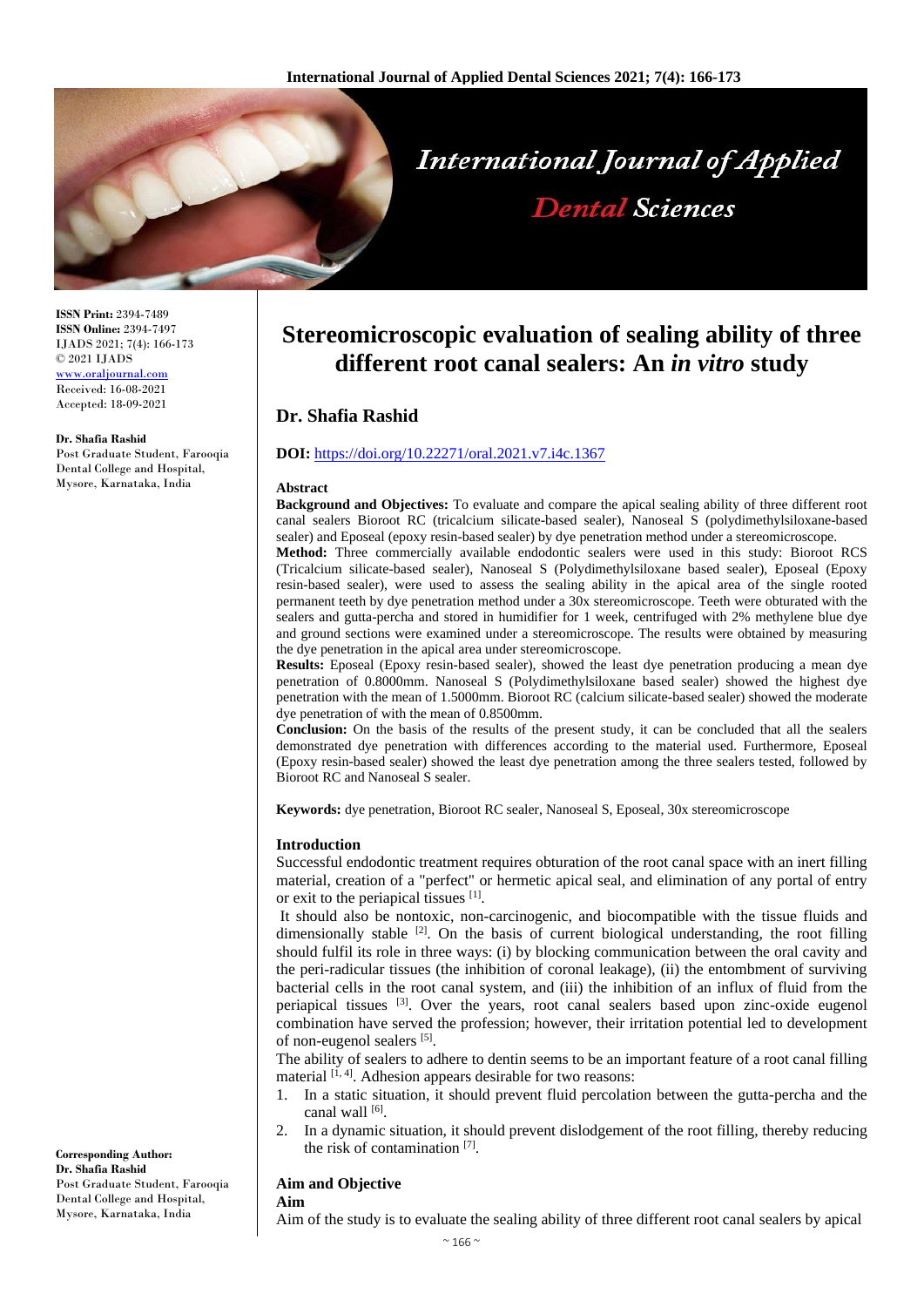**ISSN Print:** 2394-7489
**ISSN Online:** 2394-7497
IJADS 2021; 7(4): 166-173
© 2021 IJADS
www.oraljournal.com
Received: 16-08-2021
Accepted: 18-09-2021

**Dr. Shafia Rashid**
Post Graduate Student, Farooqia Dental College and Hospital, Mysore, Karnataka, India

**Corresponding Author:**
**Dr. Shafia Rashid**
Post Graduate Student, Farooqia Dental College and Hospital, Mysore, Karnataka, India

# Stereomicroscopic evaluation of sealing ability of three different root canal sealers: An *in vitro* study

## Dr. Shafia Rashid

**DOI:** https://doi.org/10.22271/oral.2021.v7.i4c.1367

### Abstract

**Background and Objectives:** To evaluate and compare the apical sealing ability of three different root canal sealers Bioroot RC (tricalcium silicate-based sealer), Nanoseal S (polydimethylsiloxane-based sealer) and Eposeal (epoxy resin-based sealer) by dye penetration method under a stereomicroscope.

**Method:** Three commercially available endodontic sealers were used in this study: Bioroot RCS (Tricalcium silicate-based sealer), Nanoseal S (Polydimethylsiloxane based sealer), Eposeal (Epoxy resin-based sealer), were used to assess the sealing ability in the apical area of the single rooted permanent teeth by dye penetration method under a 30x stereomicroscope. Teeth were obturated with the sealers and gutta-percha and stored in humidifier for 1 week, centrifuged with 2% methylene blue dye and ground sections were examined under a stereomicroscope. The results were obtained by measuring the dye penetration in the apical area under stereomicroscope.

**Results:** Eposeal (Epoxy resin-based sealer), showed the least dye penetration producing a mean dye penetration of 0.8000mm. Nanoseal S (Polydimethylsiloxane based sealer) showed the highest dye penetration with the mean of 1.5000mm. Bioroot RC (calcium silicate-based sealer) showed the moderate dye penetration of with the mean of 0.8500mm.

**Conclusion:** On the basis of the results of the present study, it can be concluded that all the sealers demonstrated dye penetration with differences according to the material used. Furthermore, Eposeal (Epoxy resin-based sealer) showed the least dye penetration among the three sealers tested, followed by Bioroot RC and Nanoseal S sealer.

**Keywords:** dye penetration, Bioroot RC sealer, Nanoseal S, Eposeal, 30x stereomicroscope

### Introduction

Successful endodontic treatment requires obturation of the root canal space with an inert filling material, creation of a "perfect" or hermetic apical seal, and elimination of any portal of entry or exit to the periapical tissues [1].

It should also be nontoxic, non-carcinogenic, and biocompatible with the tissue fluids and dimensionally stable [2]. On the basis of current biological understanding, the root filling should fulfil its role in three ways: (i) by blocking communication between the oral cavity and the peri-radicular tissues (the inhibition of coronal leakage), (ii) the entombment of surviving bacterial cells in the root canal system, and (iii) the inhibition of an influx of fluid from the periapical tissues [3]. Over the years, root canal sealers based upon zinc-oxide eugenol combination have served the profession; however, their irritation potential led to development of non-eugenol sealers [5].

The ability of sealers to adhere to dentin seems to be an important feature of a root canal filling material [1, 4]. Adhesion appears desirable for two reasons:

1. In a static situation, it should prevent fluid percolation between the gutta-percha and the canal wall [6].
2. In a dynamic situation, it should prevent dislodgement of the root filling, thereby reducing the risk of contamination [7].

### Aim and Objective

**Aim**

Aim of the study is to evaluate the sealing ability of three different root canal sealers by apical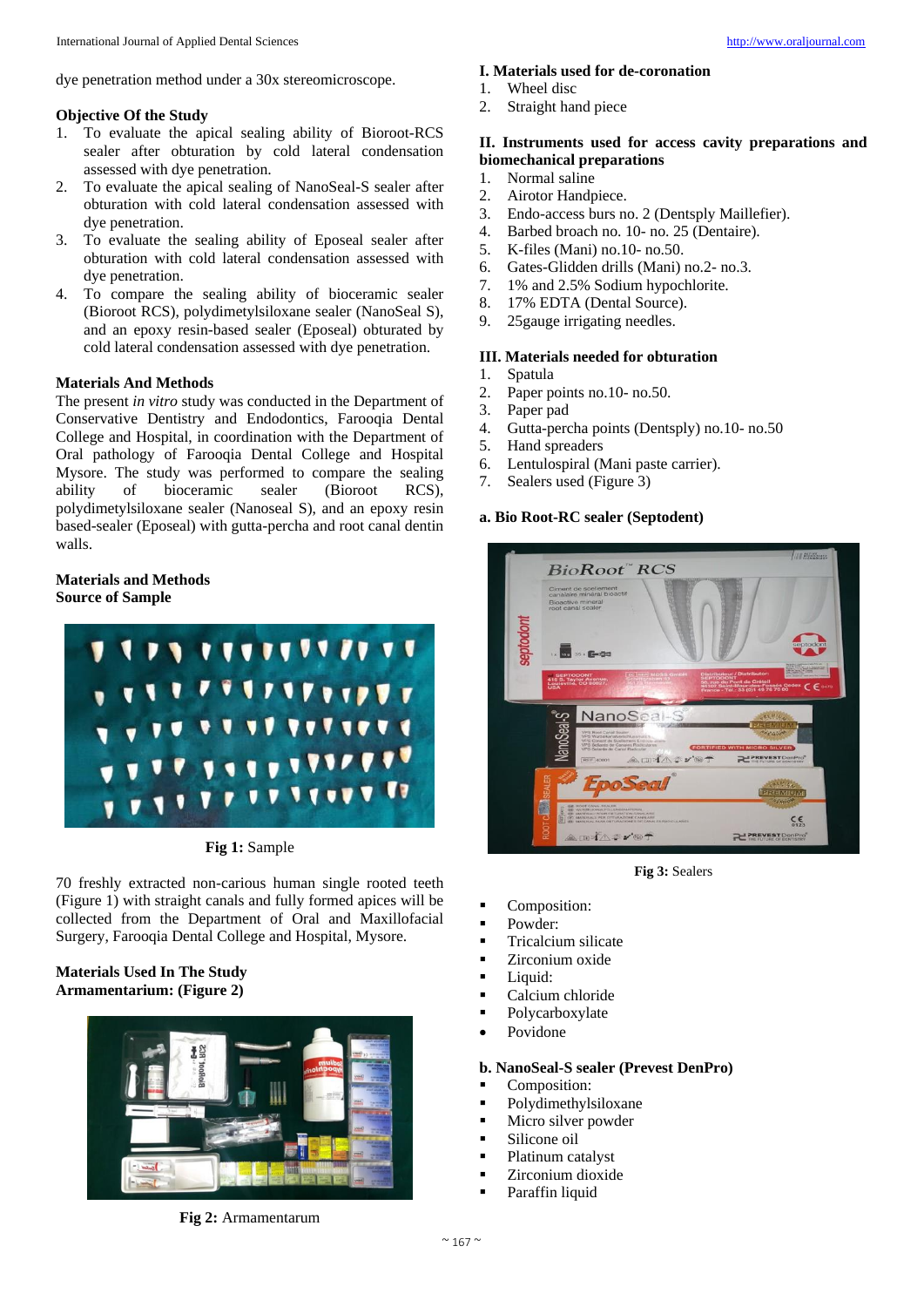dye penetration method under a 30x stereomicroscope.

## Objective Of the Study

1. To evaluate the apical sealing ability of Bioroot-RCS sealer after obturation by cold lateral condensation assessed with dye penetration.
2. To evaluate the apical sealing of NanoSeal-S sealer after obturation with cold lateral condensation assessed with dye penetration.
3. To evaluate the sealing ability of Eposeal sealer after obturation with cold lateral condensation assessed with dye penetration.
4. To compare the sealing ability of bioceramic sealer (Bioroot RCS), polydimetylsiloxane sealer (NanoSeal S), and an epoxy resin-based sealer (Eposeal) obturated by cold lateral condensation assessed with dye penetration.

## Materials And Methods

The present *in vitro* study was conducted in the Department of Conservative Dentistry and Endodontics, Farooqia Dental College and Hospital, in coordination with the Department of Oral pathology of Farooqia Dental College and Hospital Mysore. The study was performed to compare the sealing ability of bioceramic sealer (Bioroot RCS), polydimetylsiloxane sealer (Nanoseal S), and an epoxy resin based-sealer (Eposeal) with gutta-percha and root canal dentin walls.

## Materials and Methods

### Source of Sample

**Fig 1:** Sample

70 freshly extracted non-carious human single rooted teeth (Figure 1) with straight canals and fully formed apices will be collected from the Department of Oral and Maxillofacial Surgery, Farooqia Dental College and Hospital, Mysore.

### Materials Used In The Study

### Armamentarium: (Figure 2)

**Fig 2:** Armamentarum

### I. Materials used for de-coronation

1. Wheel disc
2. Straight hand piece

### II. Instruments used for access cavity preparations and biomechanical preparations

1. Normal saline
2. Airotor Handpiece.
3. Endo-access burs no. 2 (Dentsply Maillefier).
4. Barbed broach no. 10- no. 25 (Dentaire).
5. K-files (Mani) no.10- no.50.
6. Gates-Glidden drills (Mani) no.2- no.3.
7. 1% and 2.5% Sodium hypochlorite.
8. 17% EDTA (Dental Source).
9. 25gauge irrigating needles.

### III. Materials needed for obturation

1. Spatula
2. Paper points no.10- no.50.
3. Paper pad
4. Gutta-percha points (Dentsply) no.10- no.50
5. Hand spreaders
6. Lentulospiral (Mani paste carrier).
7. Sealers used (Figure 3)

### a. Bio Root-RC sealer (Septodent)

**Fig 3:** Sealers

- Composition:
- Powder:
- Tricalcium silicate
- Zirconium oxide
- Liquid:
- Calcium chloride
- Polycarboxylate
- Povidone

### b. NanoSeal-S sealer (Prevest DenPro)

- Composition:
- Polydimethylsiloxane
- Micro silver powder
- Silicone oil
- Platinum catalyst
- Zirconium dioxide
- Paraffin liquid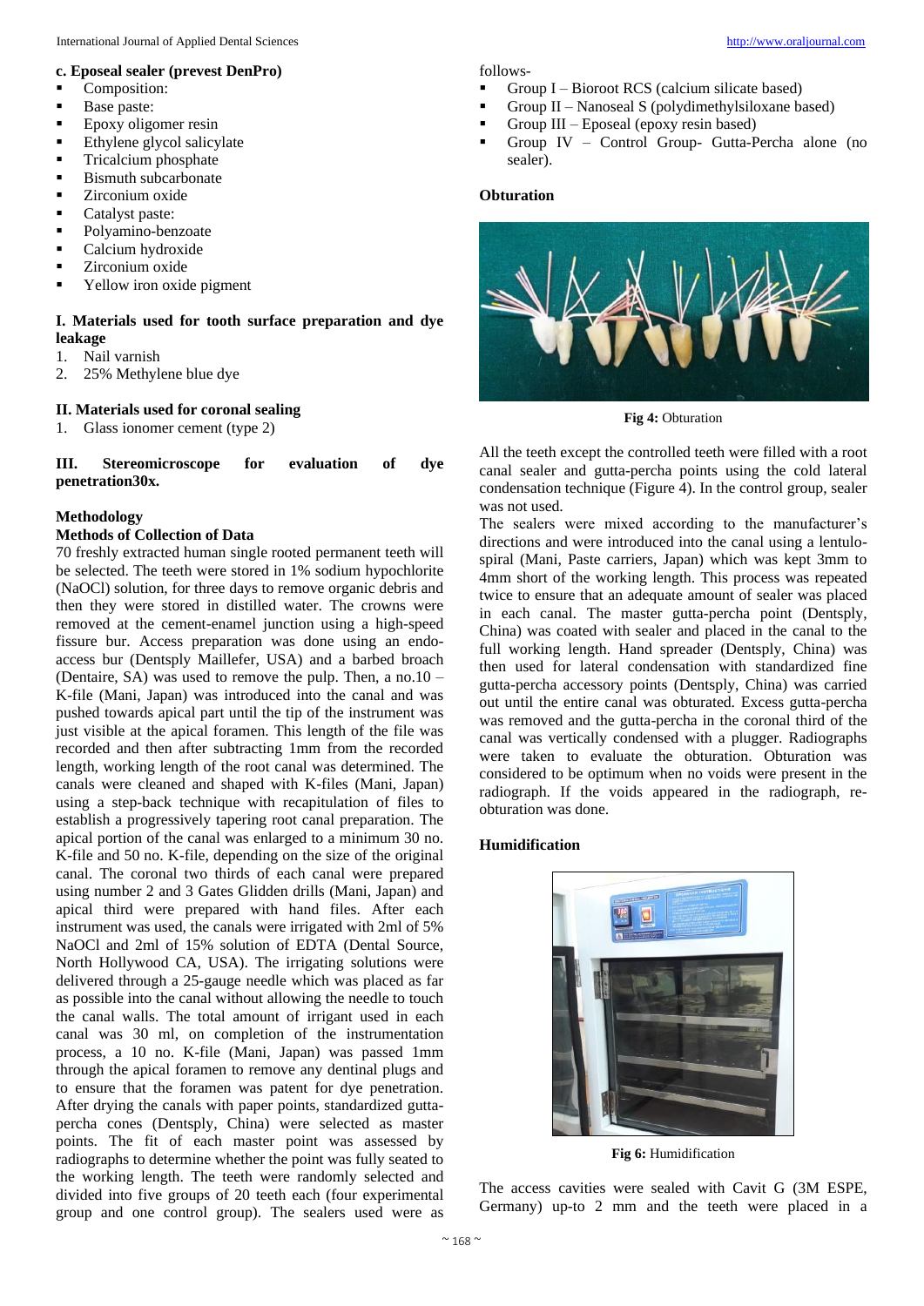#### c. Eposeal sealer (prevest DenPro)

- Composition:
- Base paste:
- Epoxy oligomer resin
- Ethylene glycol salicylate
- Tricalcium phosphate
- Bismuth subcarbonate
- Zirconium oxide
- Catalyst paste:
- Polyamino-benzoate
- Calcium hydroxide
- Zirconium oxide
- Yellow iron oxide pigment

#### I. Materials used for tooth surface preparation and dye leakage

1. Nail varnish
2. 25% Methylene blue dye

#### II. Materials used for coronal sealing

1. Glass ionomer cement (type 2)

#### III. Stereomicroscope for evaluation of dye penetration30x.

### Methodology

#### Methods of Collection of Data

70 freshly extracted human single rooted permanent teeth will be selected. The teeth were stored in 1% sodium hypochlorite (NaOCl) solution, for three days to remove organic debris and then they were stored in distilled water. The crowns were removed at the cement-enamel junction using a high-speed fissure bur. Access preparation was done using an endo-access bur (Dentsply Maillefer, USA) and a barbed broach (Dentaire, SA) was used to remove the pulp. Then, a no.10 – K-file (Mani, Japan) was introduced into the canal and was pushed towards apical part until the tip of the instrument was just visible at the apical foramen. This length of the file was recorded and then after subtracting 1mm from the recorded length, working length of the root canal was determined. The canals were cleaned and shaped with K-files (Mani, Japan) using a step-back technique with recapitulation of files to establish a progressively tapering root canal preparation. The apical portion of the canal was enlarged to a minimum 30 no. K-file and 50 no. K-file, depending on the size of the original canal. The coronal two thirds of each canal were prepared using number 2 and 3 Gates Glidden drills (Mani, Japan) and apical third were prepared with hand files. After each instrument was used, the canals were irrigated with 2ml of 5% NaOCl and 2ml of 15% solution of EDTA (Dental Source, North Hollywood CA, USA). The irrigating solutions were delivered through a 25-gauge needle which was placed as far as possible into the canal without allowing the needle to touch the canal walls. The total amount of irrigant used in each canal was 30 ml, on completion of the instrumentation process, a 10 no. K-file (Mani, Japan) was passed 1mm through the apical foramen to remove any dentinal plugs and to ensure that the foramen was patent for dye penetration. After drying the canals with paper points, standardized gutta-percha cones (Dentsply, China) were selected as master points. The fit of each master point was assessed by radiographs to determine whether the point was fully seated to the working length. The teeth were randomly selected and divided into five groups of 20 teeth each (four experimental group and one control group). The sealers used were as follows-

- Group I – Bioroot RCS (calcium silicate based)
- Group II – Nanoseal S (polydimethylsiloxane based)
- Group III – Eposeal (epoxy resin based)
- Group IV – Control Group- Gutta-Percha alone (no sealer).

#### Obturation

**Fig 4:** Obturation

All the teeth except the controlled teeth were filled with a root canal sealer and gutta-percha points using the cold lateral condensation technique (Figure 4). In the control group, sealer was not used.

The sealers were mixed according to the manufacturer's directions and were introduced into the canal using a lentulo-spiral (Mani, Paste carriers, Japan) which was kept 3mm to 4mm short of the working length. This process was repeated twice to ensure that an adequate amount of sealer was placed in each canal. The master gutta-percha point (Dentsply, China) was coated with sealer and placed in the canal to the full working length. Hand spreader (Dentsply, China) was then used for lateral condensation with standardized fine gutta-percha accessory points (Dentsply, China) was carried out until the entire canal was obturated. Excess gutta-percha was removed and the gutta-percha in the coronal third of the canal was vertically condensed with a plugger. Radiographs were taken to evaluate the obturation. Obturation was considered to be optimum when no voids were present in the radiograph. If the voids appeared in the radiograph, re-obturation was done.

#### Humidification

**Fig 6:** Humidification

The access cavities were sealed with Cavit G (3M ESPE, Germany) up-to 2 mm and the teeth were placed in a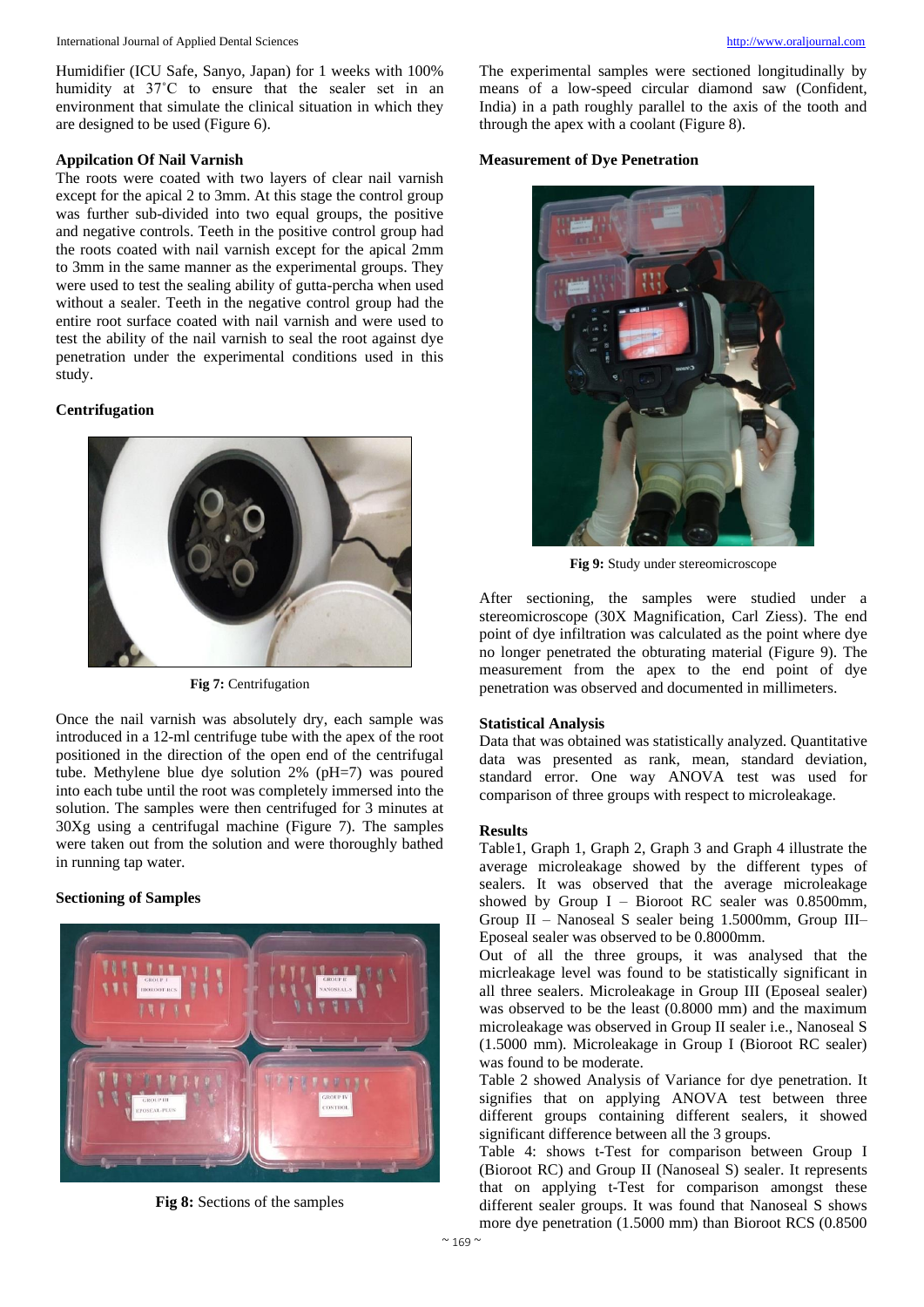Humidifier (ICU Safe, Sanyo, Japan) for 1 weeks with 100% humidity at 37˚C to ensure that the sealer set in an environment that simulate the clinical situation in which they are designed to be used (Figure 6).

### Appilcation Of Nail Varnish

The roots were coated with two layers of clear nail varnish except for the apical 2 to 3mm. At this stage the control group was further sub-divided into two equal groups, the positive and negative controls. Teeth in the positive control group had the roots coated with nail varnish except for the apical 2mm to 3mm in the same manner as the experimental groups. They were used to test the sealing ability of gutta-percha when used without a sealer. Teeth in the negative control group had the entire root surface coated with nail varnish and were used to test the ability of the nail varnish to seal the root against dye penetration under the experimental conditions used in this study.

### Centrifugation

**Fig 7:** Centrifugation

Once the nail varnish was absolutely dry, each sample was introduced in a 12-ml centrifuge tube with the apex of the root positioned in the direction of the open end of the centrifugal tube. Methylene blue dye solution 2% (pH=7) was poured into each tube until the root was completely immersed into the solution. The samples were then centrifuged for 3 minutes at 30Xg using a centrifugal machine (Figure 7). The samples were taken out from the solution and were thoroughly bathed in running tap water.

### Sectioning of Samples

**Fig 8:** Sections of the samples

The experimental samples were sectioned longitudinally by means of a low-speed circular diamond saw (Confident, India) in a path roughly parallel to the axis of the tooth and through the apex with a coolant (Figure 8).

### Measurement of Dye Penetration

**Fig 9:** Study under stereomicroscope

After sectioning, the samples were studied under a stereomicroscope (30X Magnification, Carl Ziess). The end point of dye infiltration was calculated as the point where dye no longer penetrated the obturating material (Figure 9). The measurement from the apex to the end point of dye penetration was observed and documented in millimeters.

### Statistical Analysis

Data that was obtained was statistically analyzed. Quantitative data was presented as rank, mean, standard deviation, standard error. One way ANOVA test was used for comparison of three groups with respect to microleakage.

### Results

Table1, Graph 1, Graph 2, Graph 3 and Graph 4 illustrate the average microleakage showed by the different types of sealers. It was observed that the average microleakage showed by Group I – Bioroot RC sealer was 0.8500mm, Group II – Nanoseal S sealer being 1.5000mm, Group III– Eposeal sealer was observed to be 0.8000mm.

Out of all the three groups, it was analysed that the micrleakage level was found to be statistically significant in all three sealers. Microleakage in Group III (Eposeal sealer) was observed to be the least (0.8000 mm) and the maximum microleakage was observed in Group II sealer i.e., Nanoseal S (1.5000 mm). Microleakage in Group I (Bioroot RC sealer) was found to be moderate.

Table 2 showed Analysis of Variance for dye penetration. It signifies that on applying ANOVA test between three different groups containing different sealers, it showed significant difference between all the 3 groups.

Table 4: shows t-Test for comparison between Group I (Bioroot RC) and Group II (Nanoseal S) sealer. It represents that on applying t-Test for comparison amongst these different sealer groups. It was found that Nanoseal S shows more dye penetration (1.5000 mm) than Bioroot RCS (0.8500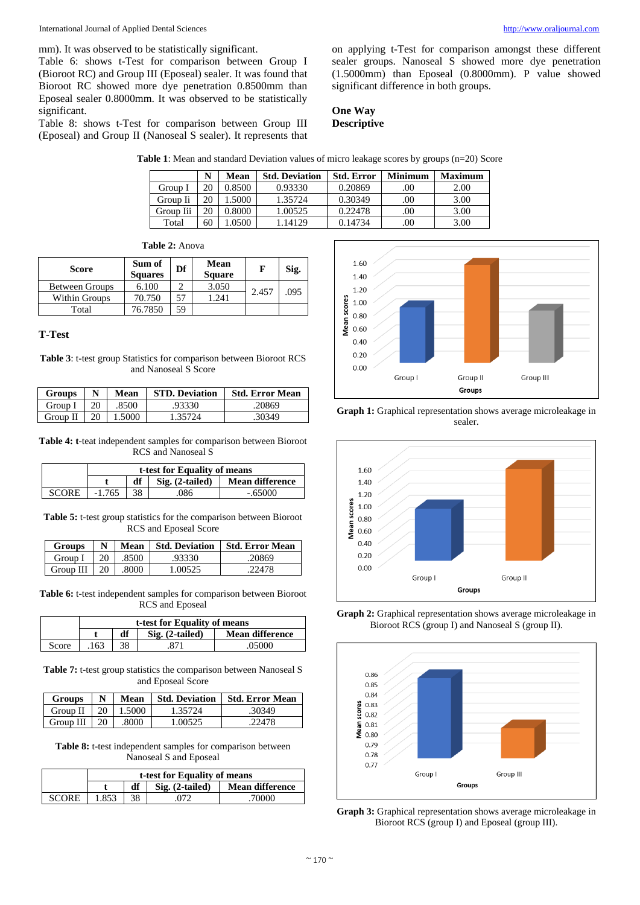mm). It was observed to be statistically significant.

Table 6: shows t-Test for comparison between Group I (Bioroot RC) and Group III (Eposeal) sealer. It was found that Bioroot RC showed more dye penetration 0.8500mm than Eposeal sealer 0.8000mm. It was observed to be statistically significant.

Table 8: shows t-Test for comparison between Group III (Eposeal) and Group II (Nanoseal S sealer). It represents that on applying t-Test for comparison amongst these different sealer groups. Nanoseal S showed more dye penetration (1.5000mm) than Eposeal (0.8000mm). P value showed significant difference in both groups.

**One Way**
**Descriptive**

**Table 1**: Mean and standard Deviation values of micro leakage scores by groups (n=20) Score

| | N | Mean | Std. Deviation | Std. Error | Minimum | Maximum |
|---|---|---|---|---|---|---|
| Group I | 20 | 0.8500 | 0.93330 | 0.20869 | .00 | 2.00 |
| Group Ii | 20 | 1.5000 | 1.35724 | 0.30349 | .00 | 3.00 |
| Group Iii | 20 | 0.8000 | 1.00525 | 0.22478 | .00 | 3.00 |
| Total | 60 | 1.0500 | 1.14129 | 0.14734 | .00 | 3.00 |

**Table 2:** Anova

| Score | Sum of Squares | Df | Mean Square | F | Sig. |
|---|---|---|---|---|---|
| Between Groups | 6.100 | 2 | 3.050 | 2.457 | .095 |
| Within Groups | 70.750 | 57 | 1.241 | | |
| Total | 76.7850 | 59 | | | |

1.60
1.40
1.20
1.00
0.80
0.60
0.40
0.20
0.00
Mean scores
Group I
Group II
Group III
Groups

**Graph 1:** Graphical representation shows average microleakage in sealer.

### T-Test

**Table 3**: t-test group Statistics for comparison between Bioroot RCS and Nanoseal S Score

| Groups | N | Mean | STD. Deviation | Std. Error Mean |
|---|---|---|---|---|
| Group I | 20 | .8500 | .93330 | .20869 |
| Group II | 20 | 1.5000 | 1.35724 | .30349 |

**Table 4: t**-teat independent samples for comparison between Bioroot RCS and Nanoseal S

| | t-test for Equality of means | | | |
|---|---|---|---|---|
| | t | df | Sig. (2-tailed) | Mean difference |
| SCORE | -1.765 | 38 | .086 | -.65000 |

**Table 5:** t-test group statistics for the comparison between Bioroot RCS and Eposeal Score

| Groups | N | Mean | Std. Deviation | Std. Error Mean |
|---|---|---|---|---|
| Group I | 20 | .8500 | .93330 | .20869 |
| Group III | 20 | .8000 | 1.00525 | .22478 |

1.60
1.40
1.20
1.00
0.80
0.60
0.40
0.20
0.00
Mean scores
Group I
Group II
Groups

**Graph 2:** Graphical representation shows average microleakage in Bioroot RCS (group I) and Nanoseal S (group II).

**Table 6:** t-test independent samples for comparison between Bioroot RCS and Eposeal

| | t-test for Equality of means | | | |
|---|---|---|---|---|
| | t | df | Sig. (2-tailed) | Mean difference |
| Score | .163 | 38 | .871 | .05000 |

**Table 7:** t-test group statistics the comparison between Nanoseal S and Eposeal Score

| Groups | N | Mean | Std. Deviation | Std. Error Mean |
|---|---|---|---|---|
| Group II | 20 | 1.5000 | 1.35724 | .30349 |
| Group III | 20 | .8000 | 1.00525 | .22478 |

**Table 8:** t-test independent samples for comparison between Nanoseal S and Eposeal

| | t-test for Equality of means | | | |
|---|---|---|---|---|
| | t | df | Sig. (2-tailed) | Mean difference |
| SCORE | 1.853 | 38 | .072 | .70000 |

0.86
0.85
0.84
0.83
0.82
0.81
0.80
0.79
0.78
0.77
Mean scores
Group I
Group III
Groups

**Graph 3:** Graphical representation shows average microleakage in Bioroot RCS (group I) and Eposeal (group III).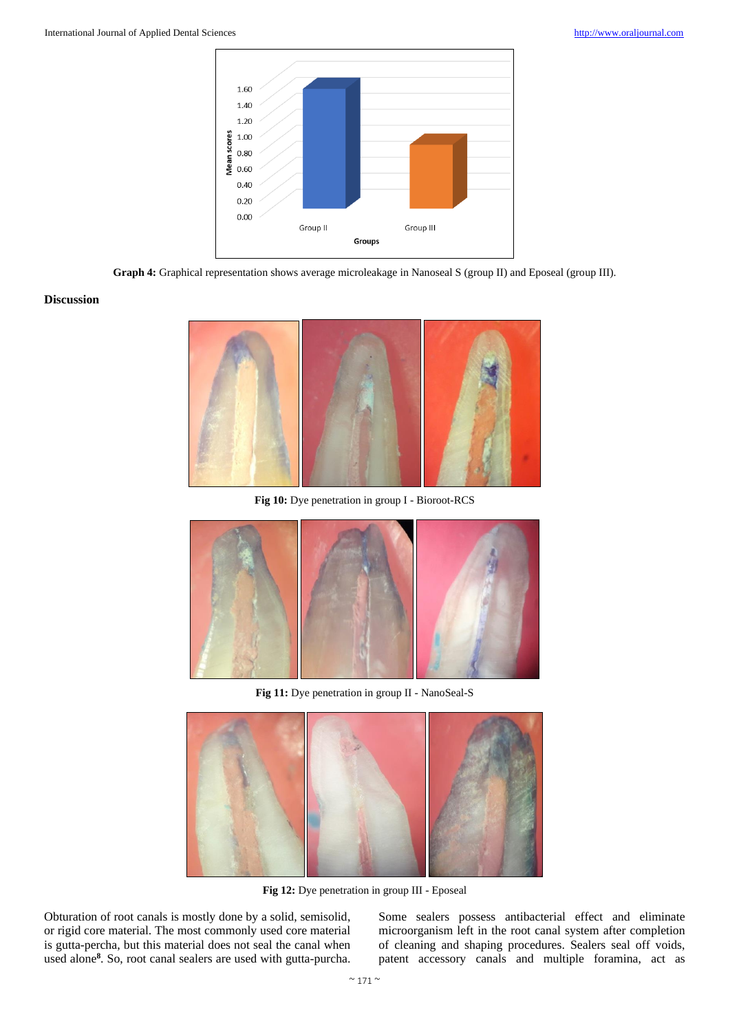1.60
1.40
1.20
1.00
0.80
0.60
0.40
0.20
0.00

Mean scores

Group II

Group III

Groups

**Graph 4:** Graphical representation shows average microleakage in Nanoseal S (group II) and Eposeal (group III).

## Discussion

**Fig 10:** Dye penetration in group I - Bioroot-RCS

**Fig 11:** Dye penetration in group II - NanoSeal-S

**Fig 12:** Dye penetration in group III - Eposeal

Obturation of root canals is mostly done by a solid, semisolid, or rigid core material. The most commonly used core material is gutta-percha, but this material does not seal the canal when used alone[8]. So, root canal sealers are used with gutta-purcha. Some sealers possess antibacterial effect and eliminate microorganism left in the root canal system after completion of cleaning and shaping procedures. Sealers seal off voids, patent accessory canals and multiple foramina, act as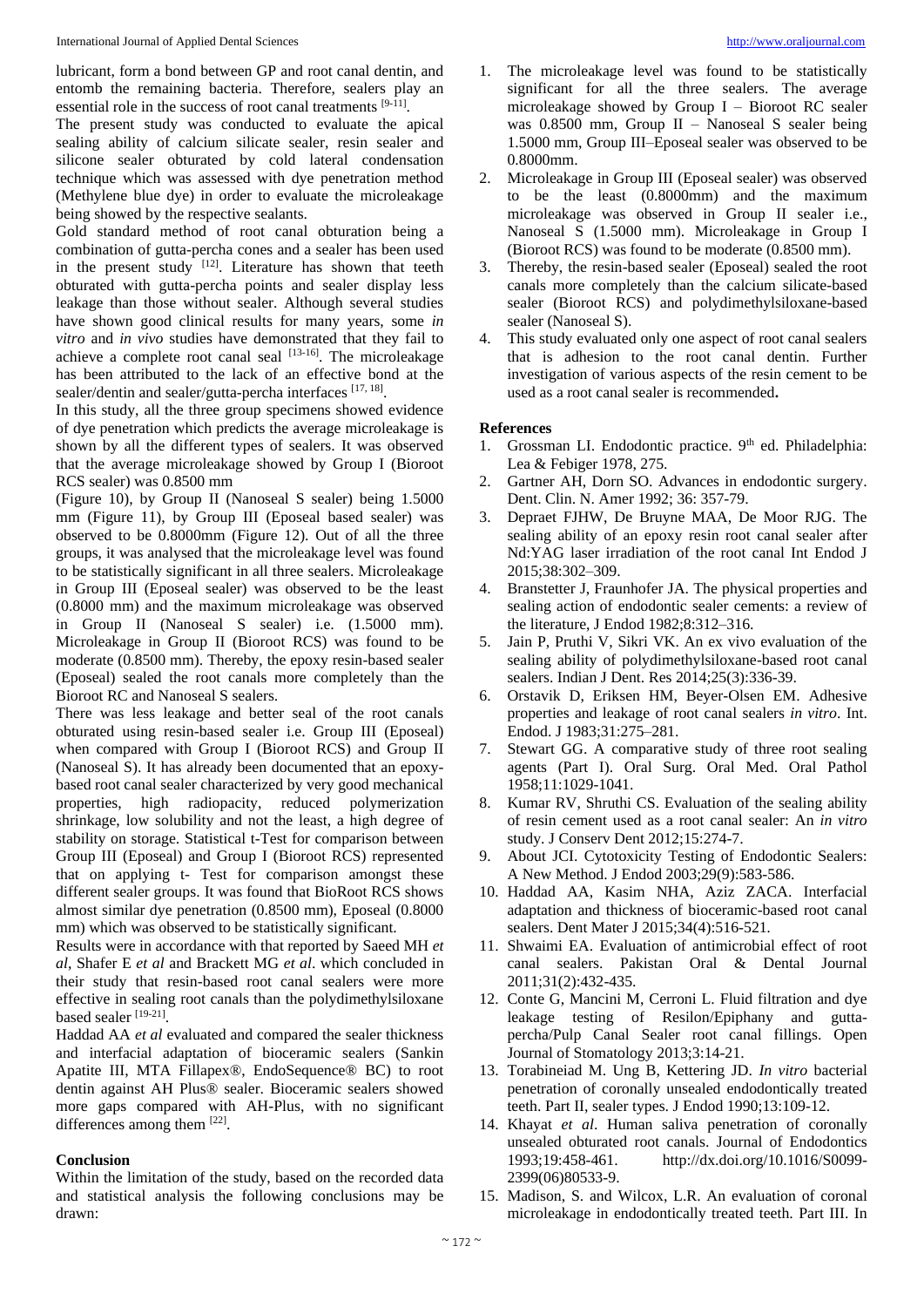lubricant, form a bond between GP and root canal dentin, and entomb the remaining bacteria. Therefore, sealers play an essential role in the success of root canal treatments [9-11].

The present study was conducted to evaluate the apical sealing ability of calcium silicate sealer, resin sealer and silicone sealer obturated by cold lateral condensation technique which was assessed with dye penetration method (Methylene blue dye) in order to evaluate the microleakage being showed by the respective sealants.

Gold standard method of root canal obturation being a combination of gutta-percha cones and a sealer has been used in the present study [12]. Literature has shown that teeth obturated with gutta-percha points and sealer display less leakage than those without sealer. Although several studies have shown good clinical results for many years, some *in vitro* and *in vivo* studies have demonstrated that they fail to achieve a complete root canal seal [13-16]. The microleakage has been attributed to the lack of an effective bond at the sealer/dentin and sealer/gutta-percha interfaces [17, 18].

In this study, all the three group specimens showed evidence of dye penetration which predicts the average microleakage is shown by all the different types of sealers. It was observed that the average microleakage showed by Group I (Bioroot RCS sealer) was 0.8500 mm

(Figure 10), by Group II (Nanoseal S sealer) being 1.5000 mm (Figure 11), by Group III (Eposeal based sealer) was observed to be 0.8000mm (Figure 12). Out of all the three groups, it was analysed that the microleakage level was found to be statistically significant in all three sealers. Microleakage in Group III (Eposeal sealer) was observed to be the least (0.8000 mm) and the maximum microleakage was observed in Group II (Nanoseal S sealer) i.e. (1.5000 mm). Microleakage in Group II (Bioroot RCS) was found to be moderate (0.8500 mm). Thereby, the epoxy resin-based sealer (Eposeal) sealed the root canals more completely than the Bioroot RC and Nanoseal S sealers.

There was less leakage and better seal of the root canals obturated using resin-based sealer i.e. Group III (Eposeal) when compared with Group I (Bioroot RCS) and Group II (Nanoseal S). It has already been documented that an epoxy-based root canal sealer characterized by very good mechanical properties, high radiopacity, reduced polymerization shrinkage, low solubility and not the least, a high degree of stability on storage. Statistical t-Test for comparison between Group III (Eposeal) and Group I (Bioroot RCS) represented that on applying t- Test for comparison amongst these different sealer groups. It was found that BioRoot RCS shows almost similar dye penetration (0.8500 mm), Eposeal (0.8000 mm) which was observed to be statistically significant.

Results were in accordance with that reported by Saeed MH *et al*, Shafer E *et al* and Brackett MG *et al*. which concluded in their study that resin-based root canal sealers were more effective in sealing root canals than the polydimethylsiloxane based sealer [19-21].

Haddad AA *et al* evaluated and compared the sealer thickness and interfacial adaptation of bioceramic sealers (Sankin Apatite III, MTA Fillapex®, EndoSequence® BC) to root dentin against AH Plus® sealer. Bioceramic sealers showed more gaps compared with AH-Plus, with no significant differences among them [22].

## Conclusion

Within the limitation of the study, based on the recorded data and statistical analysis the following conclusions may be drawn:

1. The microleakage level was found to be statistically significant for all the three sealers. The average microleakage showed by Group I – Bioroot RC sealer was 0.8500 mm, Group II – Nanoseal S sealer being 1.5000 mm, Group III–Eposeal sealer was observed to be 0.8000mm.
2. Microleakage in Group III (Eposeal sealer) was observed to be the least (0.8000mm) and the maximum microleakage was observed in Group II sealer i.e., Nanoseal S (1.5000 mm). Microleakage in Group I (Bioroot RCS) was found to be moderate (0.8500 mm).
3. Thereby, the resin-based sealer (Eposeal) sealed the root canals more completely than the calcium silicate-based sealer (Bioroot RCS) and polydimethylsiloxane-based sealer (Nanoseal S).
4. This study evaluated only one aspect of root canal sealers that is adhesion to the root canal dentin. Further investigation of various aspects of the resin cement to be used as a root canal sealer is recommended**.**

## References

1. Grossman LI. Endodontic practice. 9th ed. Philadelphia: Lea & Febiger 1978, 275.
2. Gartner AH, Dorn SO. Advances in endodontic surgery. Dent. Clin. N. Amer 1992; 36: 357-79.
3. Depraet FJHW, De Bruyne MAA, De Moor RJG. The sealing ability of an epoxy resin root canal sealer after Nd:YAG laser irradiation of the root canal Int Endod J 2015;38:302–309.
4. Branstetter J, Fraunhofer JA. The physical properties and sealing action of endodontic sealer cements: a review of the literature, J Endod 1982;8:312–316.
5. Jain P, Pruthi V, Sikri VK. An ex vivo evaluation of the sealing ability of polydimethylsiloxane-based root canal sealers. Indian J Dent. Res 2014;25(3):336-39.
6. Orstavik D, Eriksen HM, Beyer-Olsen EM. Adhesive properties and leakage of root canal sealers *in vitro*. Int. Endod. J 1983;31:275–281.
7. Stewart GG. A comparative study of three root sealing agents (Part I). Oral Surg. Oral Med. Oral Pathol 1958;11:1029-1041.
8. Kumar RV, Shruthi CS. Evaluation of the sealing ability of resin cement used as a root canal sealer: An *in vitro* study. J Conserv Dent 2012;15:274-7.
9. About JCI. Cytotoxicity Testing of Endodontic Sealers: A New Method. J Endod 2003;29(9):583-586.
10. Haddad AA, Kasim NHA, Aziz ZACA. Interfacial adaptation and thickness of bioceramic-based root canal sealers. Dent Mater J 2015;34(4):516-521.
11. Shwaimi EA. Evaluation of antimicrobial effect of root canal sealers. Pakistan Oral & Dental Journal 2011;31(2):432-435.
12. Conte G, Mancini M, Cerroni L. Fluid filtration and dye leakage testing of Resilon/Epiphany and gutta-percha/Pulp Canal Sealer root canal fillings. Open Journal of Stomatology 2013;3:14-21.
13. Torabineiad M. Ung B, Kettering JD. *In vitro* bacterial penetration of coronally unsealed endodontically treated teeth. Part II, sealer types. J Endod 1990;13:109-12.
14. Khayat *et al*. Human saliva penetration of coronally unsealed obturated root canals. Journal of Endodontics 1993;19:458-461. http://dx.doi.org/10.1016/S0099-2399(06)80533-9.
15. Madison, S. and Wilcox, L.R. An evaluation of coronal microleakage in endodontically treated teeth. Part III. In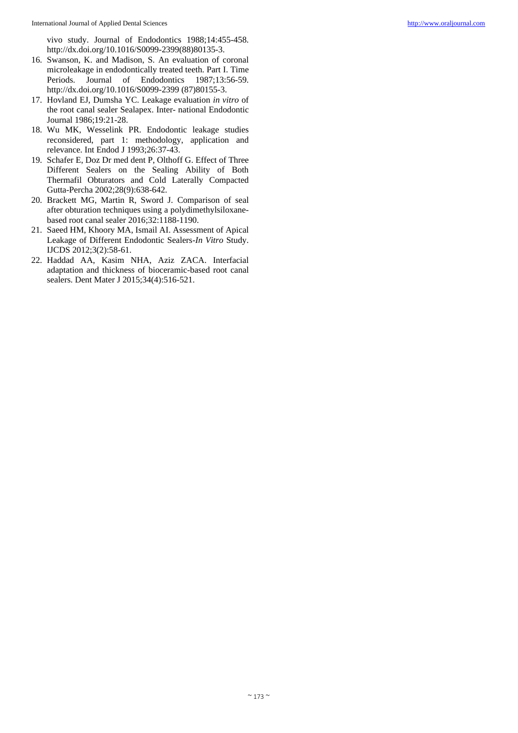vivo study. Journal of Endodontics 1988;14:455-458. http://dx.doi.org/10.1016/S0099-2399(88)80135-3.

16. Swanson, K. and Madison, S. An evaluation of coronal microleakage in endodontically treated teeth. Part I. Time Periods. Journal of Endodontics 1987;13:56-59. http://dx.doi.org/10.1016/S0099-2399 (87)80155-3.
17. Hovland EJ, Dumsha YC. Leakage evaluation *in vitro* of the root canal sealer Sealapex. Inter- national Endodontic Journal 1986;19:21-28.
18. Wu MK, Wesselink PR. Endodontic leakage studies reconsidered, part 1: methodology, application and relevance. Int Endod J 1993;26:37-43.
19. Schafer E, Doz Dr med dent P, Olthoff G. Effect of Three Different Sealers on the Sealing Ability of Both Thermafil Obturators and Cold Laterally Compacted Gutta-Percha 2002;28(9):638-642.
20. Brackett MG, Martin R, Sword J. Comparison of seal after obturation techniques using a polydimethylsiloxane-based root canal sealer 2016;32:1188-1190.
21. Saeed HM, Khoory MA, Ismail AI. Assessment of Apical Leakage of Different Endodontic Sealers-*In Vitro* Study. IJCDS 2012;3(2):58-61.
22. Haddad AA, Kasim NHA, Aziz ZACA. Interfacial adaptation and thickness of bioceramic-based root canal sealers. Dent Mater J 2015;34(4):516-521.